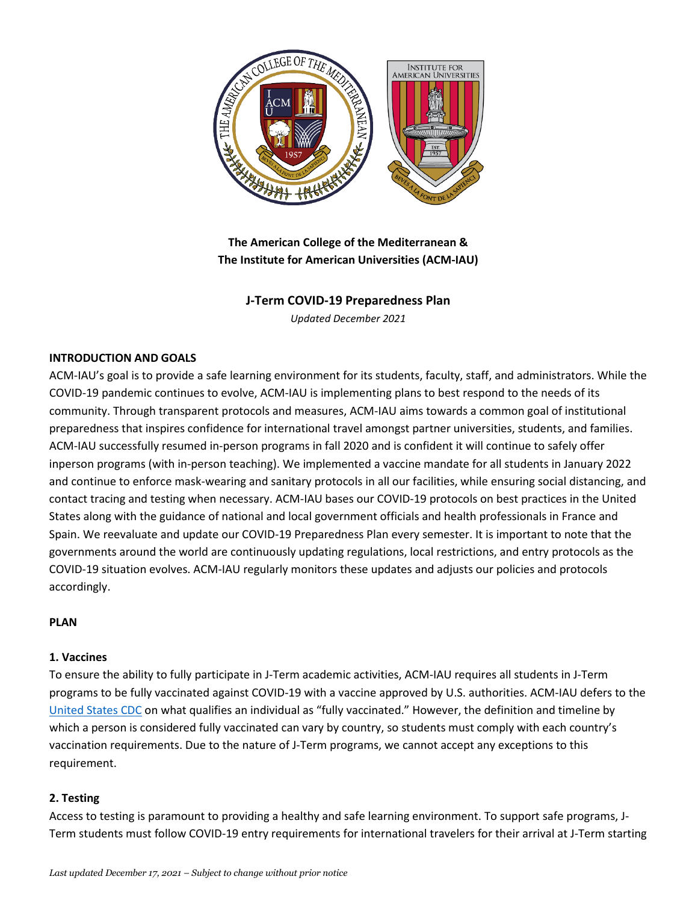**The American College of the Mediterranean &**
**The Institute for American Universities (ACM-IAU)**

## J-Term COVID-19 Preparedness Plan

*Updated December 2021*

### INTRODUCTION AND GOALS

ACM-IAU's goal is to provide a safe learning environment for its students, faculty, staff, and administrators. While the COVID-19 pandemic continues to evolve, ACM-IAU is implementing plans to best respond to the needs of its community. Through transparent protocols and measures, ACM-IAU aims towards a common goal of institutional preparedness that inspires confidence for international travel amongst partner universities, students, and families. ACM-IAU successfully resumed in-person programs in fall 2020 and is confident it will continue to safely offer inperson programs (with in-person teaching). We implemented a vaccine mandate for all students in January 2022 and continue to enforce mask-wearing and sanitary protocols in all our facilities, while ensuring social distancing, and contact tracing and testing when necessary. ACM-IAU bases our COVID-19 protocols on best practices in the United States along with the guidance of national and local government officials and health professionals in France and Spain. We reevaluate and update our COVID-19 Preparedness Plan every semester. It is important to note that the governments around the world are continuously updating regulations, local restrictions, and entry protocols as the COVID-19 situation evolves. ACM-IAU regularly monitors these updates and adjusts our policies and protocols accordingly.

### PLAN

#### 1. Vaccines

To ensure the ability to fully participate in J-Term academic activities, ACM-IAU requires all students in J-Term programs to be fully vaccinated against COVID-19 with a vaccine approved by U.S. authorities. ACM-IAU defers to the United States CDC on what qualifies an individual as "fully vaccinated." However, the definition and timeline by which a person is considered fully vaccinated can vary by country, so students must comply with each country's vaccination requirements. Due to the nature of J-Term programs, we cannot accept any exceptions to this requirement.

#### 2. Testing

Access to testing is paramount to providing a healthy and safe learning environment. To support safe programs, J-Term students must follow COVID-19 entry requirements for international travelers for their arrival at J-Term starting

*Last updated December 17, 2021 – Subject to change without prior notice*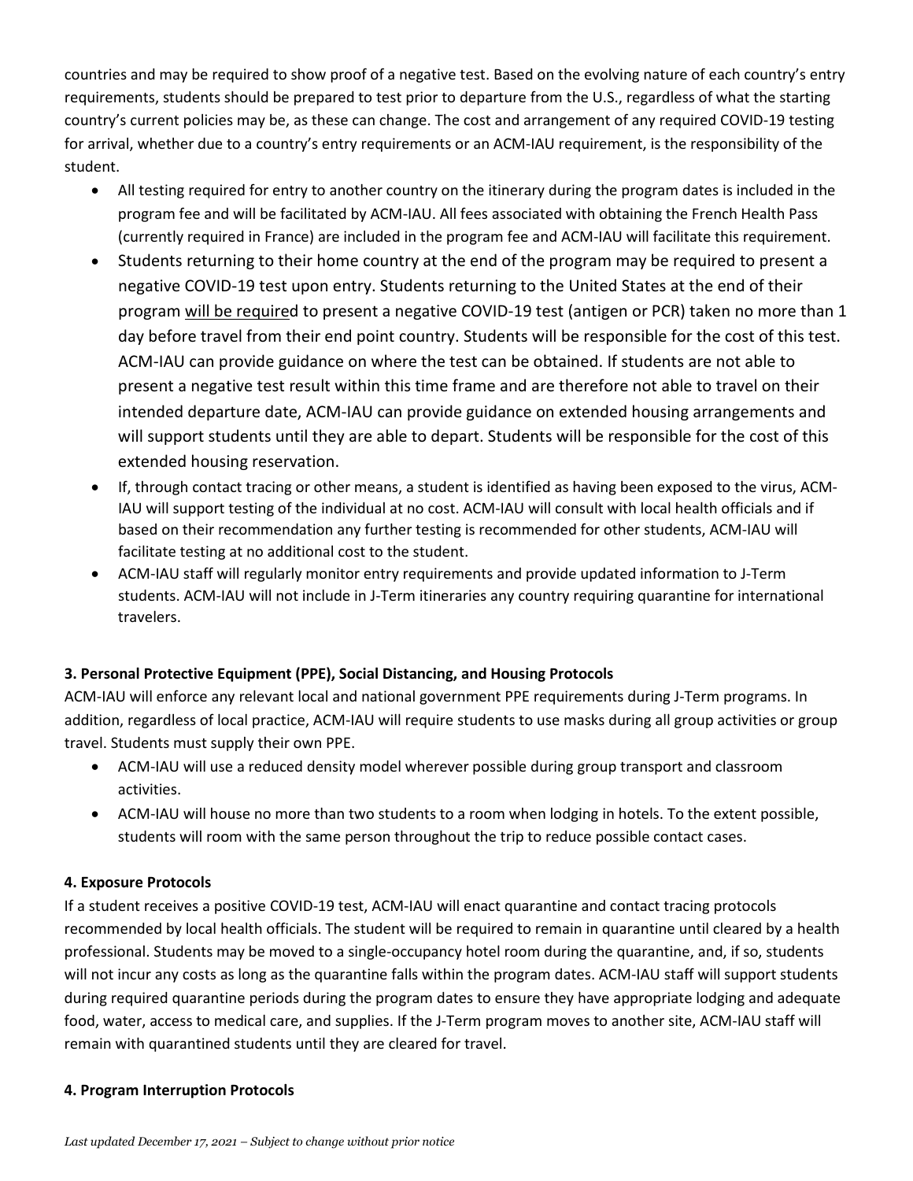countries and may be required to show proof of a negative test. Based on the evolving nature of each country's entry requirements, students should be prepared to test prior to departure from the U.S., regardless of what the starting country's current policies may be, as these can change. The cost and arrangement of any required COVID-19 testing for arrival, whether due to a country's entry requirements or an ACM-IAU requirement, is the responsibility of the student.

- All testing required for entry to another country on the itinerary during the program dates is included in the program fee and will be facilitated by ACM-IAU. All fees associated with obtaining the French Health Pass (currently required in France) are included in the program fee and ACM-IAU will facilitate this requirement.
- Students returning to their home country at the end of the program may be required to present a negative COVID-19 test upon entry. Students returning to the United States at the end of their program <u>will be require</u>d to present a negative COVID-19 test (antigen or PCR) taken no more than 1 day before travel from their end point country. Students will be responsible for the cost of this test. ACM-IAU can provide guidance on where the test can be obtained. If students are not able to present a negative test result within this time frame and are therefore not able to travel on their intended departure date, ACM-IAU can provide guidance on extended housing arrangements and will support students until they are able to depart. Students will be responsible for the cost of this extended housing reservation.
- If, through contact tracing or other means, a student is identified as having been exposed to the virus, ACM-IAU will support testing of the individual at no cost. ACM-IAU will consult with local health officials and if based on their recommendation any further testing is recommended for other students, ACM-IAU will facilitate testing at no additional cost to the student.
- ACM-IAU staff will regularly monitor entry requirements and provide updated information to J-Term students. ACM-IAU will not include in J-Term itineraries any country requiring quarantine for international travelers.

**3. Personal Protective Equipment (PPE), Social Distancing, and Housing Protocols**

ACM-IAU will enforce any relevant local and national government PPE requirements during J-Term programs. In addition, regardless of local practice, ACM-IAU will require students to use masks during all group activities or group travel. Students must supply their own PPE.

- ACM-IAU will use a reduced density model wherever possible during group transport and classroom activities.
- ACM-IAU will house no more than two students to a room when lodging in hotels. To the extent possible, students will room with the same person throughout the trip to reduce possible contact cases.

**4. Exposure Protocols**

If a student receives a positive COVID-19 test, ACM-IAU will enact quarantine and contact tracing protocols recommended by local health officials. The student will be required to remain in quarantine until cleared by a health professional. Students may be moved to a single-occupancy hotel room during the quarantine, and, if so, students will not incur any costs as long as the quarantine falls within the program dates. ACM-IAU staff will support students during required quarantine periods during the program dates to ensure they have appropriate lodging and adequate food, water, access to medical care, and supplies. If the J-Term program moves to another site, ACM-IAU staff will remain with quarantined students until they are cleared for travel.

**4. Program Interruption Protocols**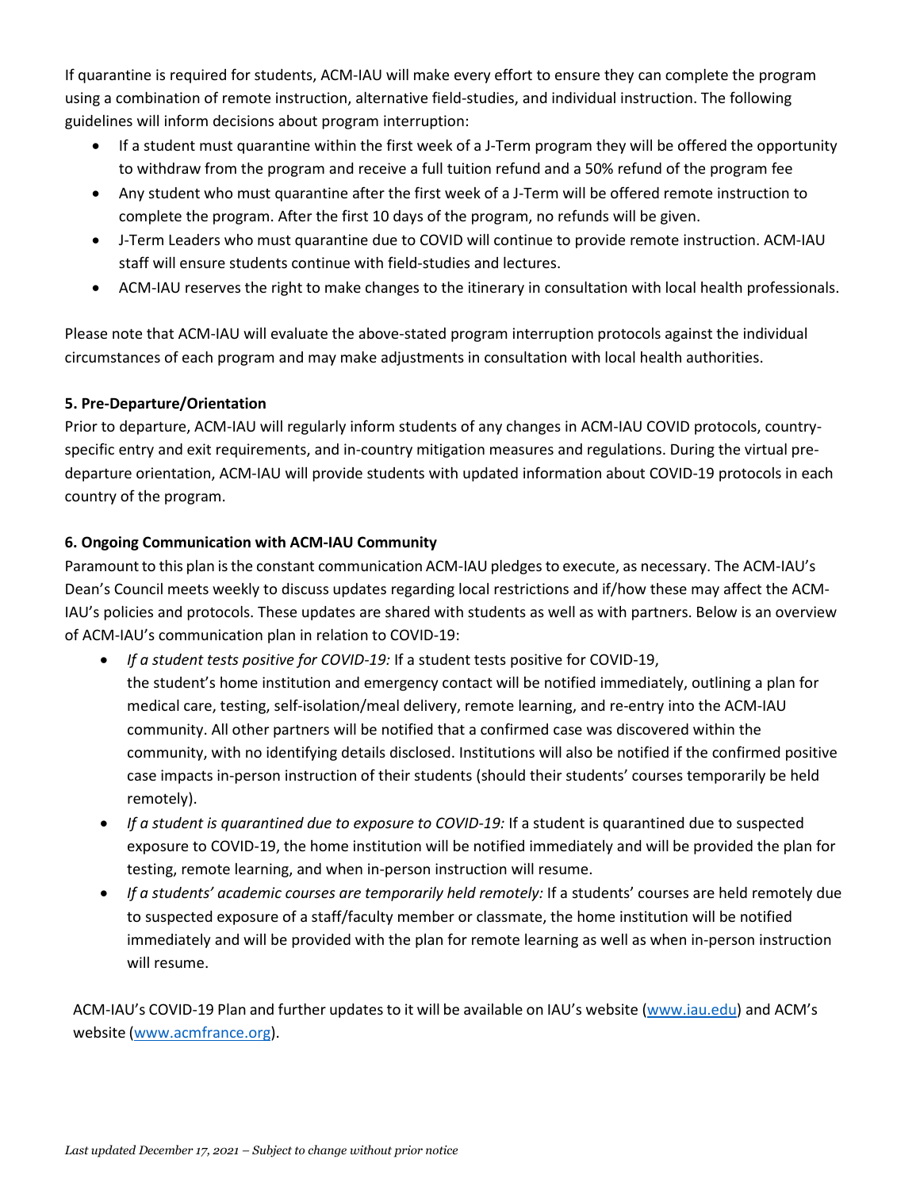If quarantine is required for students, ACM-IAU will make every effort to ensure they can complete the program using a combination of remote instruction, alternative field-studies, and individual instruction. The following guidelines will inform decisions about program interruption:

- If a student must quarantine within the first week of a J-Term program they will be offered the opportunity to withdraw from the program and receive a full tuition refund and a 50% refund of the program fee
- Any student who must quarantine after the first week of a J-Term will be offered remote instruction to complete the program. After the first 10 days of the program, no refunds will be given.
- J-Term Leaders who must quarantine due to COVID will continue to provide remote instruction. ACM-IAU staff will ensure students continue with field-studies and lectures.
- ACM-IAU reserves the right to make changes to the itinerary in consultation with local health professionals.

Please note that ACM-IAU will evaluate the above-stated program interruption protocols against the individual circumstances of each program and may make adjustments in consultation with local health authorities.

**5. Pre-Departure/Orientation**

Prior to departure, ACM-IAU will regularly inform students of any changes in ACM-IAU COVID protocols, country-specific entry and exit requirements, and in-country mitigation measures and regulations. During the virtual pre-departure orientation, ACM-IAU will provide students with updated information about COVID-19 protocols in each country of the program.

**6. Ongoing Communication with ACM-IAU Community**

Paramount to this plan is the constant communication ACM-IAU pledges to execute, as necessary. The ACM-IAU's Dean's Council meets weekly to discuss updates regarding local restrictions and if/how these may affect the ACM-IAU's policies and protocols. These updates are shared with students as well as with partners. Below is an overview of ACM-IAU's communication plan in relation to COVID-19:

- *If a student tests positive for COVID-19:* If a student tests positive for COVID-19, the student's home institution and emergency contact will be notified immediately, outlining a plan for medical care, testing, self-isolation/meal delivery, remote learning, and re-entry into the ACM-IAU community. All other partners will be notified that a confirmed case was discovered within the community, with no identifying details disclosed. Institutions will also be notified if the confirmed positive case impacts in-person instruction of their students (should their students' courses temporarily be held remotely).
- *If a student is quarantined due to exposure to COVID-19:* If a student is quarantined due to suspected exposure to COVID-19, the home institution will be notified immediately and will be provided the plan for testing, remote learning, and when in-person instruction will resume.
- *If a students' academic courses are temporarily held remotely:* If a students' courses are held remotely due to suspected exposure of a staff/faculty member or classmate, the home institution will be notified immediately and will be provided with the plan for remote learning as well as when in-person instruction will resume.

ACM-IAU's COVID-19 Plan and further updates to it will be available on IAU's website (www.iau.edu) and ACM's website (www.acmfrance.org).

*Last updated December 17, 2021 – Subject to change without prior notice*